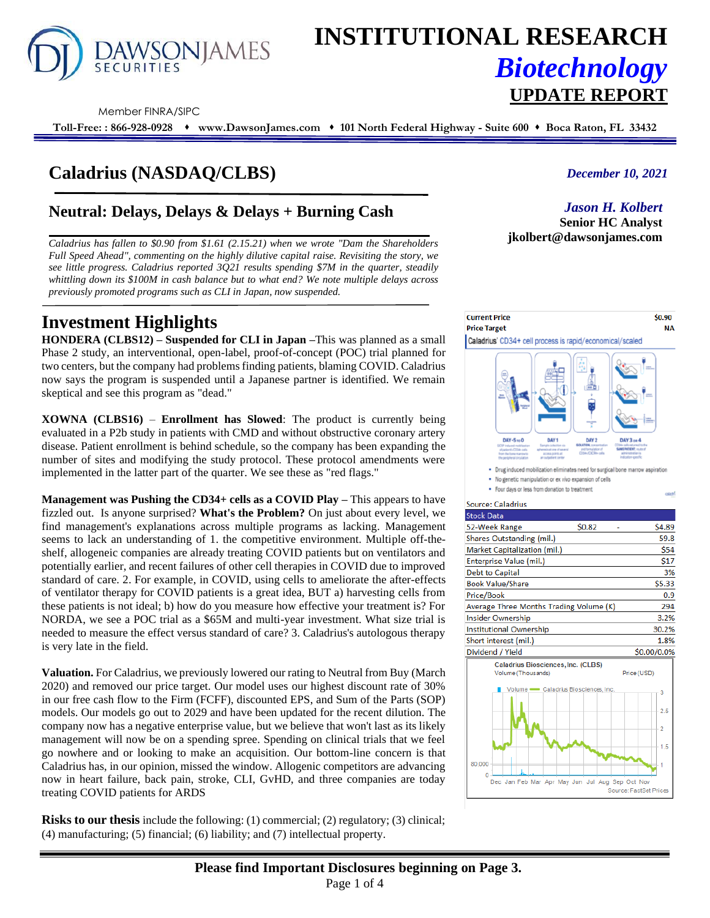# INSTITUTIONAL RESEARCH
## *Biotechnology*
## UPDATE REPORT

DAWSON JAMES SECURITIES

Member FINRA/SIPC

**Toll-Free: : 866-928-0928 ♦ www.DawsonJames.com ♦ 101 North Federal Highway - Suite 600 ♦ Boca Raton, FL 33432**

# Caladrius (NASDAQ/CLBS)

*December 10, 2021*

## Neutral: Delays, Delays & Delays + Burning Cash

*Jason H. Kolbert*
**Senior HC Analyst**
**jkolbert@dawsonjames.com**

*Caladrius has fallen to $0.90 from $1.61 (2.15.21) when we wrote "Dam the Shareholders Full Speed Ahead", commenting on the highly dilutive capital raise. Revisiting the story, we see little progress. Caladrius reported 3Q21 results spending $7M in the quarter, steadily whittling down its $100M in cash balance but to what end? We note multiple delays across previously promoted programs such as CLI in Japan, now suspended.*

# Investment Highlights

**HONDERA (CLBS12) – Suspended for CLI in Japan** –This was planned as a small Phase 2 study, an interventional, open-label, proof-of-concept (POC) trial planned for two centers, but the company had problems finding patients, blaming COVID. Caladrius now says the program is suspended until a Japanese partner is identified. We remain skeptical and see this program as "dead."

**XOWNA (CLBS16)** – **Enrollment has Slowed**: The product is currently being evaluated in a P2b study in patients with CMD and without obstructive coronary artery disease. Patient enrollment is behind schedule, so the company has been expanding the number of sites and modifying the study protocol. These protocol amendments were implemented in the latter part of the quarter. We see these as "red flags."

**Management was Pushing the CD34+ cells as a COVID Play** – This appears to have fizzled out. Is anyone surprised? **What's the Problem?** On just about every level, we find management's explanations across multiple programs as lacking. Management seems to lack an understanding of 1. the competitive environment. Multiple off-the-shelf, allogeneic companies are already treating COVID patients but on ventilators and potentially earlier, and recent failures of other cell therapies in COVID due to improved standard of care. 2. For example, in COVID, using cells to ameliorate the after-effects of ventilator therapy for COVID patients is a great idea, BUT a) harvesting cells from these patients is not ideal; b) how do you measure how effective your treatment is? For NORDA, we see a POC trial as a $65M and multi-year investment. What size trial is needed to measure the effect versus standard of care? 3. Caladrius's autologous therapy is very late in the field.

**Valuation.** For Caladrius, we previously lowered our rating to Neutral from Buy (March 2020) and removed our price target. Our model uses our highest discount rate of 30% in our free cash flow to the Firm (FCFF), discounted EPS, and Sum of the Parts (SOP) models. Our models go out to 2029 and have been updated for the recent dilution. The company now has a negative enterprise value, but we believe that won't last as its likely management will now be on a spending spree. Spending on clinical trials that we feel go nowhere and or looking to make an acquisition. Our bottom-line concern is that Caladrius has, in our opinion, missed the window. Allogenic competitors are advancing now in heart failure, back pain, stroke, CLI, GvHD, and three companies are today treating COVID patients for ARDS

**Risks to our thesis** include the following: (1) commercial; (2) regulatory; (3) clinical; (4) manufacturing; (5) financial; (6) liability; and (7) intellectual property.

| | |
|---|---|
| **Current Price** | **$0.90** |
| **Price Target** | **NA** |

Caladrius' CD34+ cell process is rapid/economical/scaled

- Drug induced mobilization eliminates need for surgical bone marrow aspiration
- No genetic manipulation or ex vivo expansion of cells
- Four days or less from donation to treatment

Source: Caladrius

| Stock Data | | |
|---|---|---|
| 52-Week Range | $0.82 - | $4.89 |
| Shares Outstanding (mil.) | | 59.8 |
| Market Capitalization (mil.) | | $54 |
| Enterprise Value (mil.) | | $17 |
| Debt to Capital | | 3% |
| Book Value/Share | | $5.33 |
| Price/Book | | 0.9 |
| Average Three Months Trading Volume (K) | | 294 |
| Insider Ownership | | 3.2% |
| Institutional Ownership | | 30.2% |
| Short interest (mil.) | | 1.8% |
| Dividend / Yield | | $0.00/0.0% |

Caladrius Biosciences, Inc. (CLBS) Volume (Thousands) / Price (USD)

Source: FactSet Prices

**Please find Important Disclosures beginning on Page 3.**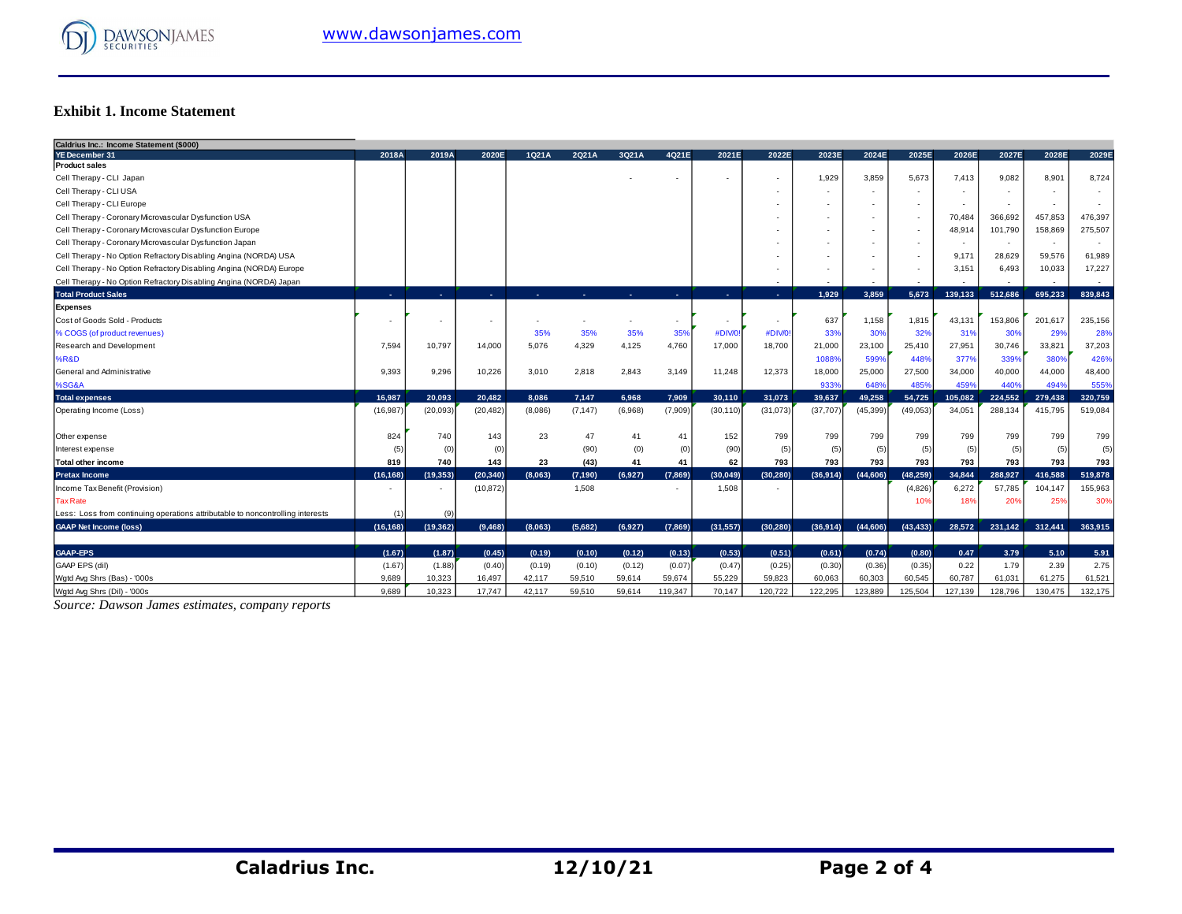## Exhibit 1. Income Statement

| Caldrius Inc.: Income Statement ($000) | | | | | | | | | | | | | | | | | |
|---|---|---|---|---|---|---|---|---|---|---|---|---|---|---|---|---|---|
| YE December 31 | 2018A | 2019A | 2020E | 1Q21A | 2Q21A | 3Q21A | 4Q21E | 2021E | 2022E | 2023E | 2024E | 2025E | 2026E | 2027E | 2028E | 2029E |
| **Product sales** | | | | | | | | | | | | | | | | |
| Cell Therapy - CLI Japan | | | | | | - | - | - | - | 1,929 | 3,859 | 5,673 | 7,413 | 9,082 | 8,901 | 8,724 |
| Cell Therapy - CLI USA | | | | | | | | | - | - | - | - | - | - | - | - |
| Cell Therapy - CLI Europe | | | | | | | | | - | - | - | - | - | - | - | - |
| Cell Therapy - Coronary Microvascular Dysfunction USA | | | | | | | | | - | - | - | - | 70,484 | 366,692 | 457,853 | 476,397 |
| Cell Therapy - Coronary Microvascular Dysfunction Europe | | | | | | | | | - | - | - | - | 48,914 | 101,790 | 158,869 | 275,507 |
| Cell Therapy - Coronary Microvascular Dysfunction Japan | | | | | | | | | - | - | - | - | - | - | - | - |
| Cell Therapy - No Option Refractory Disabling Angina (NORDA) USA | | | | | | | | | - | - | - | - | 9,171 | 28,629 | 59,576 | 61,989 |
| Cell Therapy - No Option Refractory Disabling Angina (NORDA) Europe | | | | | | | | | - | - | - | - | 3,151 | 6,493 | 10,033 | 17,227 |
| Cell Therapy - No Option Refractory Disabling Angina (NORDA) Japan | | | | | | | | | - | - | - | - | - | - | - | - |
| **Total Product Sales** | - | - | - | - | - | - | - | - | - | 1,929 | 3,859 | 5,673 | 139,133 | 512,686 | 695,233 | 839,843 |
| **Expenses** | | | | | | | | | | | | | | | | |
| Cost of Goods Sold - Products | - | - | - | - | - | - | - | - | - | 637 | 1,158 | 1,815 | 43,131 | 153,806 | 201,617 | 235,156 |
| % COGS (of product revenues) | | | | 35% | 35% | 35% | 35% | #DIV/0! | #DIV/0! | 33% | 30% | 32% | 31% | 30% | 29% | 28% |
| Research and Development | 7,594 | 10,797 | 14,000 | 5,076 | 4,329 | 4,125 | 4,760 | 17,000 | 18,700 | 21,000 | 23,100 | 25,410 | 27,951 | 30,746 | 33,821 | 37,203 |
| %R&D | | | | | | | | | | 1088% | 599% | 448% | 377% | 339% | 380% | 426% |
| General and Administrative | 9,393 | 9,296 | 10,226 | 3,010 | 2,818 | 2,843 | 3,149 | 11,248 | 12,373 | 18,000 | 25,000 | 27,500 | 34,000 | 40,000 | 44,000 | 48,400 |
| %SG&A | | | | | | | | | | 933% | 648% | 485% | 459% | 440% | 494% | 555% |
| **Total expenses** | 16,987 | 20,093 | 20,482 | 8,086 | 7,147 | 6,968 | 7,909 | 30,110 | 31,073 | 39,637 | 49,258 | 54,725 | 105,082 | 224,552 | 279,438 | 320,759 |
| Operating Income (Loss) | (16,987) | (20,093) | (20,482) | (8,086) | (7,147) | (6,968) | (7,909) | (30,110) | (31,073) | (37,707) | (45,399) | (49,053) | 34,051 | 288,134 | 415,795 | 519,084 |
| | | | | | | | | | | | | | | | | |
| Other expense | 824 | 740 | 143 | 23 | 47 | 41 | 41 | 152 | 799 | 799 | 799 | 799 | 799 | 799 | 799 | 799 |
| Interest expense | (5) | (0) | (0) | | (90) | (0) | (0) | (90) | (5) | (5) | (5) | (5) | (5) | (5) | (5) | (5) |
| **Total other income** | 819 | 740 | 143 | 23 | (43) | 41 | 41 | 62 | 793 | 793 | 793 | 793 | 793 | 793 | 793 | 793 |
| **Pretax Income** | (16,168) | (19,353) | (20,340) | (8,063) | (7,190) | (6,927) | (7,869) | (30,049) | (30,280) | (36,914) | (44,606) | (48,259) | 34,844 | 288,927 | 416,588 | 519,878 |
| Income Tax Benefit (Provision) | - | - | (10,872) | | 1,508 | | - | 1,508 | - | | | (4,826) | 6,272 | 57,785 | 104,147 | 155,963 |
| Tax Rate | | | | | | | | | | | | 10% | 18% | 20% | 25% | 30% |
| Less: Loss from continuing operations attributable to noncontrolling interests | (1) | (9) | | | | | | | | | | | | | | |
| **GAAP Net Income (loss)** | (16,168) | (19,362) | (9,468) | (8,063) | (5,682) | (6,927) | (7,869) | (31,557) | (30,280) | (36,914) | (44,606) | (43,433) | 28,572 | 231,142 | 312,441 | 363,915 |
| | | | | | | | | | | | | | | | | |
| **GAAP-EPS** | (1.67) | (1.87) | (0.45) | (0.19) | (0.10) | (0.12) | (0.13) | (0.53) | (0.51) | (0.61) | (0.74) | (0.80) | 0.47 | 3.79 | 5.10 | 5.91 |
| GAAP EPS (dil) | (1.67) | (1.88) | (0.40) | (0.19) | (0.10) | (0.12) | (0.07) | (0.47) | (0.25) | (0.30) | (0.36) | (0.35) | 0.22 | 1.79 | 2.39 | 2.75 |
| Wgtd Avg Shrs (Bas) - '000s | 9,689 | 10,323 | 16,497 | 42,117 | 59,510 | 59,614 | 59,674 | 55,229 | 59,823 | 60,063 | 60,303 | 60,545 | 60,787 | 61,031 | 61,275 | 61,521 |
| Wgtd Avg Shrs (Dil) - '000s | 9,689 | 10,323 | 17,747 | 42,117 | 59,510 | 59,614 | 119,347 | 70,147 | 120,722 | 122,295 | 123,889 | 125,504 | 127,139 | 128,796 | 130,475 | 132,175 |

*Source: Dawson James estimates, company reports*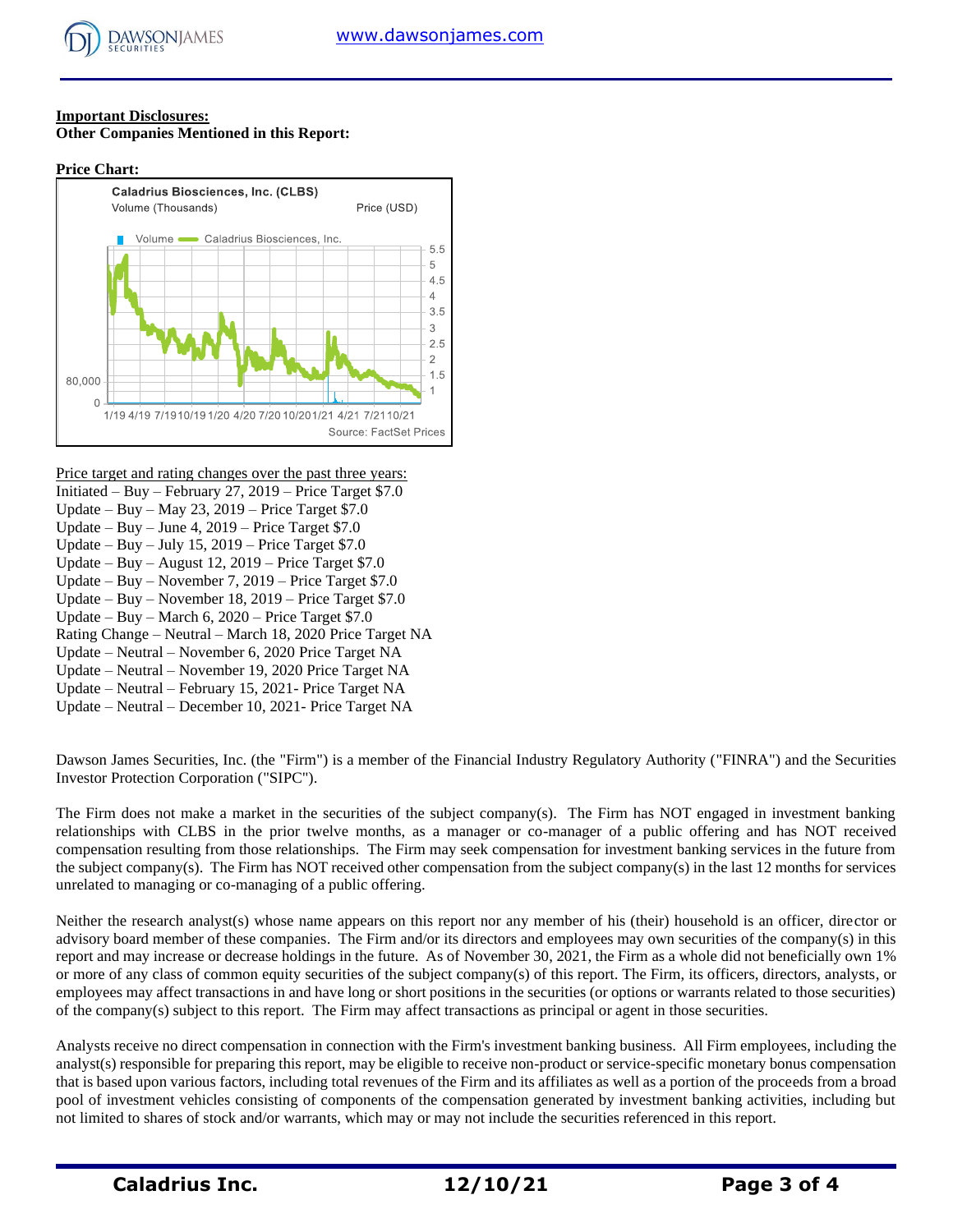**Important Disclosures:**

**Other Companies Mentioned in this Report:**

**Price Chart:**

Price target and rating changes over the past three years:

Initiated – Buy – February 27, 2019 – Price Target $7.0
Update – Buy – May 23, 2019 – Price Target $7.0
Update – Buy – June 4, 2019 – Price Target $7.0
Update – Buy – July 15, 2019 – Price Target $7.0
Update – Buy – August 12, 2019 – Price Target $7.0
Update – Buy – November 7, 2019 – Price Target $7.0
Update – Buy – November 18, 2019 – Price Target $7.0
Update – Buy – March 6, 2020 – Price Target $7.0
Rating Change – Neutral – March 18, 2020 Price Target NA
Update – Neutral – November 6, 2020 Price Target NA
Update – Neutral – November 19, 2020 Price Target NA
Update – Neutral – February 15, 2021- Price Target NA
Update – Neutral – December 10, 2021- Price Target NA

Dawson James Securities, Inc. (the "Firm") is a member of the Financial Industry Regulatory Authority ("FINRA") and the Securities Investor Protection Corporation ("SIPC").

The Firm does not make a market in the securities of the subject company(s). The Firm has NOT engaged in investment banking relationships with CLBS in the prior twelve months, as a manager or co-manager of a public offering and has NOT received compensation resulting from those relationships. The Firm may seek compensation for investment banking services in the future from the subject company(s). The Firm has NOT received other compensation from the subject company(s) in the last 12 months for services unrelated to managing or co-managing of a public offering.

Neither the research analyst(s) whose name appears on this report nor any member of his (their) household is an officer, director or advisory board member of these companies. The Firm and/or its directors and employees may own securities of the company(s) in this report and may increase or decrease holdings in the future. As of November 30, 2021, the Firm as a whole did not beneficially own 1% or more of any class of common equity securities of the subject company(s) of this report. The Firm, its officers, directors, analysts, or employees may affect transactions in and have long or short positions in the securities (or options or warrants related to those securities) of the company(s) subject to this report. The Firm may affect transactions as principal or agent in those securities.

Analysts receive no direct compensation in connection with the Firm's investment banking business. All Firm employees, including the analyst(s) responsible for preparing this report, may be eligible to receive non-product or service-specific monetary bonus compensation that is based upon various factors, including total revenues of the Firm and its affiliates as well as a portion of the proceeds from a broad pool of investment vehicles consisting of components of the compensation generated by investment banking activities, including but not limited to shares of stock and/or warrants, which may or may not include the securities referenced in this report.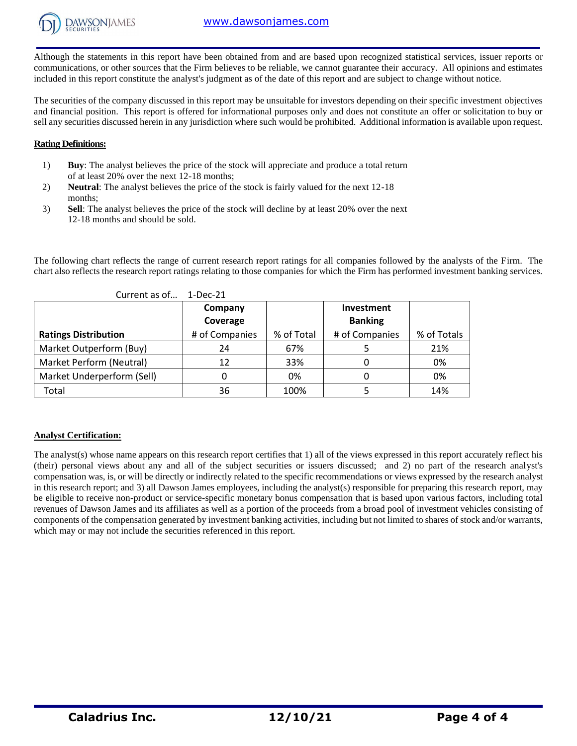Although the statements in this report have been obtained from and are based upon recognized statistical services, issuer reports or communications, or other sources that the Firm believes to be reliable, we cannot guarantee their accuracy. All opinions and estimates included in this report constitute the analyst's judgment as of the date of this report and are subject to change without notice.

The securities of the company discussed in this report may be unsuitable for investors depending on their specific investment objectives and financial position. This report is offered for informational purposes only and does not constitute an offer or solicitation to buy or sell any securities discussed herein in any jurisdiction where such would be prohibited. Additional information is available upon request.

**Rating Definitions:**

1) **Buy**: The analyst believes the price of the stock will appreciate and produce a total return of at least 20% over the next 12-18 months;
2) **Neutral**: The analyst believes the price of the stock is fairly valued for the next 12-18 months;
3) **Sell**: The analyst believes the price of the stock will decline by at least 20% over the next 12-18 months and should be sold.

The following chart reflects the range of current research report ratings for all companies followed by the analysts of the Firm. The chart also reflects the research report ratings relating to those companies for which the Firm has performed investment banking services.

Current as of... 1-Dec-21

| | Company Coverage | | Investment Banking | |
|---|---|---|---|---|
| **Ratings Distribution** | # of Companies | % of Total | # of Companies | % of Totals |
| Market Outperform (Buy) | 24 | 67% | 5 | 21% |
| Market Perform (Neutral) | 12 | 33% | 0 | 0% |
| Market Underperform (Sell) | 0 | 0% | 0 | 0% |
| Total | 36 | 100% | 5 | 14% |

**Analyst Certification:**

The analyst(s) whose name appears on this research report certifies that 1) all of the views expressed in this report accurately reflect his (their) personal views about any and all of the subject securities or issuers discussed; and 2) no part of the research analyst's compensation was, is, or will be directly or indirectly related to the specific recommendations or views expressed by the research analyst in this research report; and 3) all Dawson James employees, including the analyst(s) responsible for preparing this research report, may be eligible to receive non-product or service-specific monetary bonus compensation that is based upon various factors, including total revenues of Dawson James and its affiliates as well as a portion of the proceeds from a broad pool of investment vehicles consisting of components of the compensation generated by investment banking activities, including but not limited to shares of stock and/or warrants, which may or may not include the securities referenced in this report.